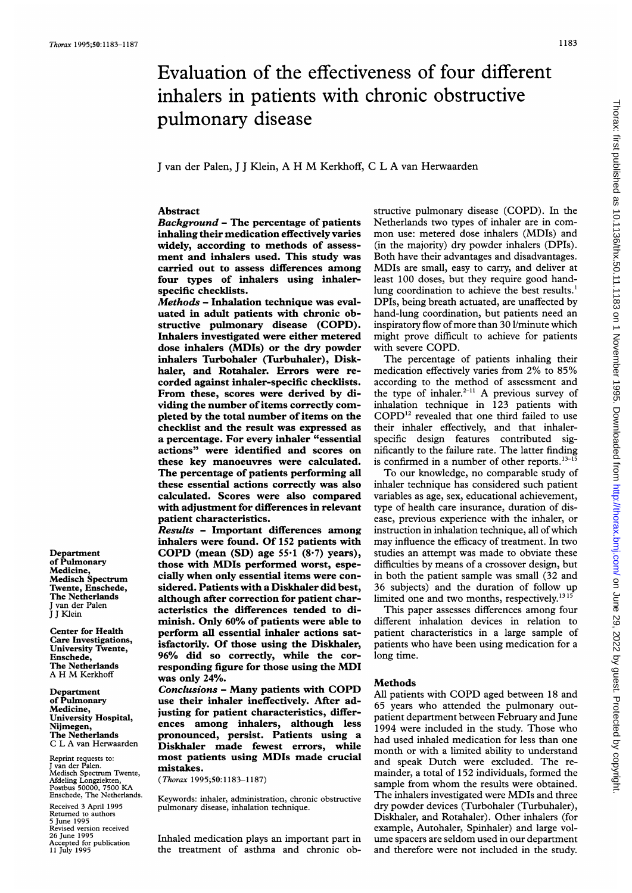# Evaluation of the effectiveness of four different inhalers in patients with chronic obstructive pulmonary disease

J van der Palen, J J Klein, A H M Kerkhoff, C L A van Herwaarden

Department of Pulmonary Medicine, Medisch Spectrum Twente, Enschede, The Netherlands
J van der Palen
J J Klein

Center for Health Care Investigations, University Twente, Enschede, The Netherlands
A H M Kerkhoff

Department of Pulmonary Medicine, University Hospital, Nijmegen, The Netherlands
C L A van Herwaarden

Reprint requests to: J van der Palen, Medisch Spectrum Twente, Afdeling Longziekten, Postbus 50000, 7500 KA Enschede, The Netherlands.

Received 3 April 1995
Returned to authors 5 June 1995
Revised version received 26 June 1995
Accepted for publication 11 July 1995

## Abstract

***Background*** – **The percentage of patients inhaling their medication effectively varies widely, according to methods of assessment and inhalers used. This study was carried out to assess differences among four types of inhalers using inhaler-specific checklists.**

***Methods*** – **Inhalation technique was evaluated in adult patients with chronic obstructive pulmonary disease (COPD). Inhalers investigated were either metered dose inhalers (MDIs) or the dry powder inhalers Turbohaler (Turbuhaler), Diskhaler, and Rotahaler. Errors were recorded against inhaler-specific checklists. From these, scores were derived by dividing the number of items correctly completed by the total number of items on the checklist and the result was expressed as a percentage. For every inhaler "essential actions" were identified and scores on these key manoeuvres were calculated. The percentage of patients performing all these essential actions correctly was also calculated. Scores were also compared with adjustment for differences in relevant patient characteristics.**

***Results*** – **Important differences among inhalers were found. Of 152 patients with COPD (mean (SD) age 55·1 (8·7) years), those with MDIs performed worst, especially when only essential items were considered. Patients with a Diskhaler did best, although after correction for patient characteristics the differences tended to diminish. Only 60% of patients were able to perform all essential inhaler actions satisfactorily. Of those using the Diskhaler, 96% did so correctly, while the corresponding figure for those using the MDI was only 24%.**

***Conclusions*** – **Many patients with COPD use their inhaler ineffectively. After adjusting for patient characteristics, differences among inhalers, although less pronounced, persist. Patients using a Diskhaler made fewest errors, while most patients using MDIs made crucial mistakes.**

(*Thorax* 1995;**50**:1183–1187)

Keywords: inhaler, administration, chronic obstructive pulmonary disease, inhalation technique.

Inhaled medication plays an important part in the treatment of asthma and chronic obstructive pulmonary disease (COPD). In the Netherlands two types of inhaler are in common use: metered dose inhalers (MDIs) and (in the majority) dry powder inhalers (DPIs). Both have their advantages and disadvantages. MDIs are small, easy to carry, and deliver at least 100 doses, but they require good hand-lung coordination to achieve the best results.[1] DPIs, being breath actuated, are unaffected by hand-lung coordination, but patients need an inspiratory flow of more than 30 l/minute which might prove difficult to achieve for patients with severe COPD.

The percentage of patients inhaling their medication effectively varies from 2% to 85% according to the method of assessment and the type of inhaler.[2–11] A previous survey of inhalation technique in 123 patients with COPD[12] revealed that one third failed to use their inhaler effectively, and that inhaler-specific design features contributed significantly to the failure rate. The latter finding is confirmed in a number of other reports.[13–15]

To our knowledge, no comparable study of inhaler technique has considered such patient variables as age, sex, educational achievement, type of health care insurance, duration of disease, previous experience with the inhaler, or instruction in inhalation technique, all of which may influence the efficacy of treatment. In two studies an attempt was made to obviate these difficulties by means of a crossover design, but in both the patient sample was small (32 and 36 subjects) and the duration of follow up limited one and two months, respectively.[13 15]

This paper assesses differences among four different inhalation devices in relation to patient characteristics in a large sample of patients who have been using medication for a long time.

## Methods

All patients with COPD aged between 18 and 65 years who attended the pulmonary outpatient department between February and June 1994 were included in the study. Those who had used inhaled medication for less than one month or with a limited ability to understand and speak Dutch were excluded. The remainder, a total of 152 individuals, formed the sample from whom the results were obtained. The inhalers investigated were MDIs and three dry powder devices (Turbohaler (Turbuhaler), Diskhaler, and Rotahaler). Other inhalers (for example, Autohaler, Spinhaler) and large volume spacers are seldom used in our department and therefore were not included in the study.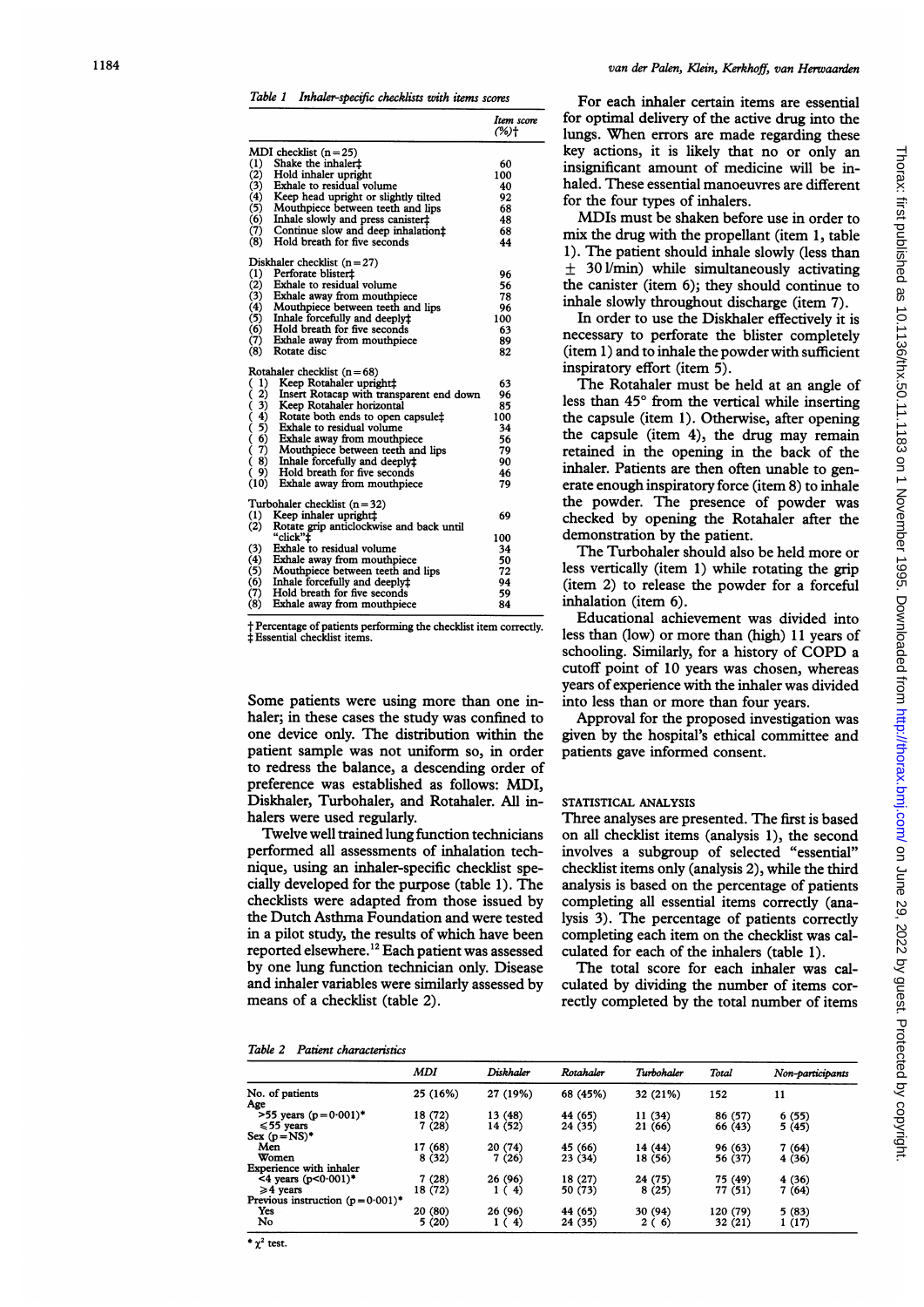Table 1 *Inhaler-specific checklists with items scores*

| | Item score (%)† |
|---|---|
| **MDI checklist (n=25)** | |
| (1) Shake the inhaler‡ | 60 |
| (2) Hold inhaler upright | 100 |
| (3) Exhale to residual volume | 40 |
| (4) Keep head upright or slightly tilted | 92 |
| (5) Mouthpiece between teeth and lips | 68 |
| (6) Inhale slowly and press canister‡ | 48 |
| (7) Continue slow and deep inhalation‡ | 68 |
| (8) Hold breath for five seconds | 44 |
| **Diskhaler checklist (n=27)** | |
| (1) Perforate blister‡ | 96 |
| (2) Exhale to residual volume | 56 |
| (3) Exhale away from mouthpiece | 78 |
| (4) Mouthpiece between teeth and lips | 96 |
| (5) Inhale forcefully and deeply‡ | 100 |
| (6) Hold breath for five seconds | 63 |
| (7) Exhale away from mouthpiece | 89 |
| (8) Rotate disc | 82 |
| **Rotahaler checklist (n=68)** | |
| (1) Keep Rotahaler upright‡ | 63 |
| (2) Insert Rotacap with transparent end down | 96 |
| (3) Keep Rotahaler horizontal | 85 |
| (4) Rotate both ends to open capsule‡ | 100 |
| (5) Exhale to residual volume | 34 |
| (6) Exhale away from mouthpiece | 56 |
| (7) Mouthpiece between teeth and lips | 79 |
| (8) Inhale forcefully and deeply‡ | 90 |
| (9) Hold breath for five seconds | 46 |
| (10) Exhale away from mouthpiece | 79 |
| **Turbohaler checklist (n=32)** | |
| (1) Keep inhaler upright‡ | 69 |
| (2) Rotate grip anticlockwise and back until "click"‡ | 100 |
| (3) Exhale to residual volume | 34 |
| (4) Exhale away from mouthpiece | 50 |
| (5) Mouthpiece between teeth and lips | 72 |
| (6) Inhale forcefully and deeply‡ | 94 |
| (7) Hold breath for five seconds | 59 |
| (8) Exhale away from mouthpiece | 84 |

† Percentage of patients performing the checklist item correctly.
‡ Essential checklist items.

Some patients were using more than one inhaler; in these cases the study was confined to one device only. The distribution within the patient sample was not uniform so, in order to redress the balance, a descending order of preference was established as follows: MDI, Diskhaler, Turbohaler, and Rotahaler. All inhalers were used regularly.

Twelve well trained lung function technicians performed all assessments of inhalation technique, using an inhaler-specific checklist specially developed for the purpose (table 1). The checklists were adapted from those issued by the Dutch Asthma Foundation and were tested in a pilot study, the results of which have been reported elsewhere.[12] Each patient was assessed by one lung function technician only. Disease and inhaler variables were similarly assessed by means of a checklist (table 2).

For each inhaler certain items are essential for optimal delivery of the active drug into the lungs. When errors are made regarding these key actions, it is likely that no or only an insignificant amount of medicine will be inhaled. These essential manoeuvres are different for the four types of inhalers.

MDIs must be shaken before use in order to mix the drug with the propellant (item 1, table 1). The patient should inhale slowly (less than ± 30 l/min) while simultaneously activating the canister (item 6); they should continue to inhale slowly throughout discharge (item 7).

In order to use the Diskhaler effectively it is necessary to perforate the blister completely (item 1) and to inhale the powder with sufficient inspiratory effort (item 5).

The Rotahaler must be held at an angle of less than 45° from the vertical while inserting the capsule (item 1). Otherwise, after opening the capsule (item 4), the drug may remain retained in the opening in the back of the inhaler. Patients are then often unable to generate enough inspiratory force (item 8) to inhale the powder. The presence of powder was checked by opening the Rotahaler after the demonstration by the patient.

The Turbohaler should also be held more or less vertically (item 1) while rotating the grip (item 2) to release the powder for a forceful inhalation (item 6).

Educational achievement was divided into less than (low) or more than (high) 11 years of schooling. Similarly, for a history of COPD a cutoff point of 10 years was chosen, whereas years of experience with the inhaler was divided into less than or more than four years.

Approval for the proposed investigation was given by the hospital's ethical committee and patients gave informed consent.

### STATISTICAL ANALYSIS

Three analyses are presented. The first is based on all checklist items (analysis 1), the second involves a subgroup of selected "essential" checklist items only (analysis 2), while the third analysis is based on the percentage of patients completing all essential items correctly (analysis 3). The percentage of patients correctly completing each item on the checklist was calculated for each of the inhalers (table 1).

The total score for each inhaler was calculated by dividing the number of items correctly completed by the total number of items

Table 2 *Patient characteristics*

| | MDI | Diskhaler | Rotahaler | Turbohaler | Total | Non-participants |
|---|---|---|---|---|---|---|
| No. of patients | 25 (16%) | 27 (19%) | 68 (45%) | 32 (21%) | 152 | 11 |
| Age | | | | | | |
| >55 years ($p=0.001$)* | 18 (72) | 13 (48) | 44 (65) | 11 (34) | 86 (57) | 6 (55) |
| ≤55 years | 7 (28) | 14 (52) | 24 (35) | 21 (66) | 66 (43) | 5 (45) |
| Sex (p=NS)* | | | | | | |
| Men | 17 (68) | 20 (74) | 45 (66) | 14 (44) | 96 (63) | 7 (64) |
| Women | 8 (32) | 7 (26) | 23 (34) | 18 (56) | 56 (37) | 4 (36) |
| Experience with inhaler | | | | | | |
| <4 years ($p<0.001$)* | 7 (28) | 26 (96) | 18 (27) | 24 (75) | 75 (49) | 4 (36) |
| ≥4 years | 18 (72) | 1 (4) | 50 (73) | 8 (25) | 77 (51) | 7 (64) |
| Previous instruction ($p=0.001$)* | | | | | | |
| Yes | 20 (80) | 26 (96) | 44 (65) | 30 (94) | 120 (79) | 5 (83) |
| No | 5 (20) | 1 (4) | 24 (35) | 2 (6) | 32 (21) | 1 (17) |

* $\chi^2$ test.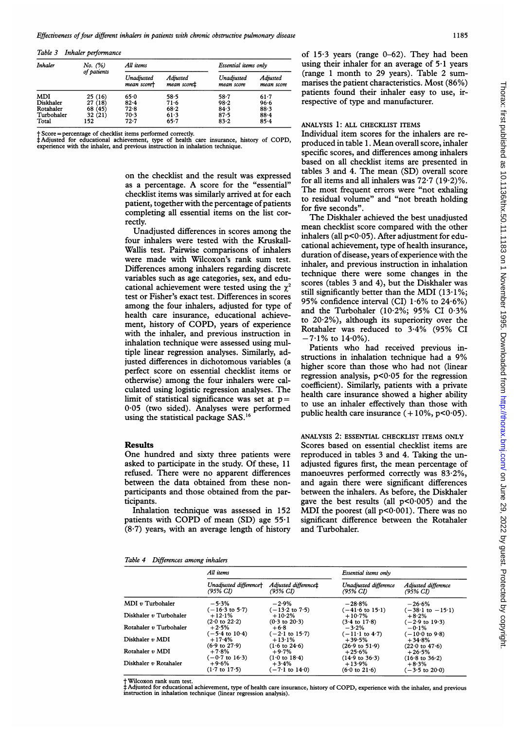*Table 3 Inhaler performance*

| Inhaler | No. (%) of patients | All items | | Essential items only | |
|---|---|---|---|---|---|
| | | Unadjusted mean score† | Adjusted mean score‡ | Unadjusted mean score | Adjusted mean score |
| MDI | 25 (16) | 65·0 | 58·5 | 58·7 | 61·7 |
| Diskhaler | 27 (18) | 82·4 | 71·6 | 98·2 | 96·6 |
| Rotahaler | 68 (45) | 72·8 | 68·2 | 84·3 | 88·3 |
| Turbohaler | 32 (21) | 70·3 | 61·3 | 87·5 | 88·4 |
| Total | 152 | 72·7 | 65·7 | 83·2 | 85·4 |

† Score = percentage of checklist items performed correctly.
‡ Adjusted for educational achievement, type of health care insurance, history of COPD, experience with the inhaler, and previous instruction in inhalation technique.

on the checklist and the result was expressed as a percentage. A score for the "essential" checklist items was similarly arrived at for each patient, together with the percentage of patients completing all essential items on the list correctly.

Unadjusted differences in scores among the four inhalers were tested with the Kruskall-Wallis test. Pairwise comparisons of inhalers were made with Wilcoxon's rank sum test. Differences among inhalers regarding discrete variables such as age categories, sex, and educational achievement were tested using the $\chi^2$ test or Fisher's exact test. Differences in scores among the four inhalers, adjusted for type of health care insurance, educational achievement, history of COPD, years of experience with the inhaler, and previous instruction in inhalation technique were assessed using multiple linear regression analyses. Similarly, adjusted differences in dichotomous variables (a perfect score on essential checklist items or otherwise) among the four inhalers were calculated using logistic regression analyses. The limit of statistical significance was set at $p = 0{\cdot}05$ (two sided). Analyses were performed using the statistical package SAS.[16]

## Results

One hundred and sixty three patients were asked to participate in the study. Of these, 11 refused. There were no apparent differences between the data obtained from these non-participants and those obtained from the participants.

Inhalation technique was assessed in 152 patients with COPD of mean (SD) age 55·1 (8·7) years, with an average length of history of 15·3 years (range 0–62). They had been using their inhaler for an average of 5·1 years (range 1 month to 29 years). Table 2 summarises the patient characteristics. Most (86%) patients found their inhaler easy to use, irrespective of type and manufacturer.

### Analysis 1: all checklist items

Individual item scores for the inhalers are reproduced in table 1. Mean overall score, inhaler specific scores, and differences among inhalers based on all checklist items are presented in tables 3 and 4. The mean (SD) overall score for all items and all inhalers was 72·7 (19·2)%. The most frequent errors were "not exhaling to residual volume" and "not breath holding for five seconds".

The Diskhaler achieved the best unadjusted mean checklist score compared with the other inhalers (all $p<0{\cdot}05$). After adjustment for educational achievement, type of health insurance, duration of disease, years of experience with the inhaler, and previous instruction in inhalation technique there were some changes in the scores (tables 3 and 4), but the Diskhaler was still significantly better than the MDI (13·1%; 95% confidence interval (CI) 1·6% to 24·6%) and the Turbohaler (10·2%; 95% CI 0·3% to 20·2%), although its superiority over the Rotahaler was reduced to 3·4% (95% CI −7·1% to 14·0%).

Patients who had received previous instructions in inhalation technique had a 9% higher score than those who had not (linear regression analysis, $p<0{\cdot}05$ for the regression coefficient). Similarly, patients with a private health care insurance showed a higher ability to use an inhaler effectively than those with public health care insurance (+10%, $p<0{\cdot}05$).

### Analysis 2: essential checklist items only

Scores based on essential checklist items are reproduced in tables 3 and 4. Taking the unadjusted figures first, the mean percentage of manoeuvres performed correctly was 83·2%, and again there were significant differences between the inhalers. As before, the Diskhaler gave the best results (all $p<0{\cdot}005$) and the MDI the poorest (all $p<0{\cdot}001$). There was no significant difference between the Rotahaler and Turbohaler.

*Table 4 Differences among inhalers*

| | All items | | Essential items only | |
|---|---|---|---|---|
| | Unadjusted difference† (95% CI) | Adjusted difference‡ (95% CI) | Unadjusted difference (95% CI) | Adjusted difference (95% CI) |
| MDI v Turbohaler | −5·3% (−16·3 to 5·7) | −2·9% (−13·2 to 7·5) | −28·8% (−41·6 to 15·1) | −26·6% (−38·1 to −15·1) |
| Diskhaler v Turbohaler | +12·1% (2·0 to 22·2) | +10·2% (0·3 to 20·3) | +10·7% (3·4 to 17·8) | +8·2% (−2·9 to 19·3) |
| Rotahaler v Turbohaler | +2·5% (−5·4 to 10·4) | +6·8 (−2·1 to 15·7) | −3·2% (−11·1 to 4·7) | −0·1% (−10·0 to 9·8) |
| Diskhaler v MDI | +17·4% (6·9 to 27·9) | +13·1% (1·6 to 24·6) | +39·5% (26·9 to 51·9) | +34·8% (22·0 to 47·6) |
| Rotahaler v MDI | +7·8% (−0·7 to 16·3) | +9·7% (1·0 to 18·4) | +25·6% (14·9 to 36·3) | +26·5% (16·8 to 36·2) |
| Diskhaler v Rotahaler | +9·6% (1·7 to 17·5) | +3·4% (−7·1 to 14·0) | +13·9% (6·0 to 21·6) | +8·3% (−3·5 to 20·0) |

† Wilcoxon rank sum test.
‡ Adjusted for educational achievement, type of health care insurance, history of COPD, experience with the inhaler, and previous instruction in inhalation technique (linear regression analysis).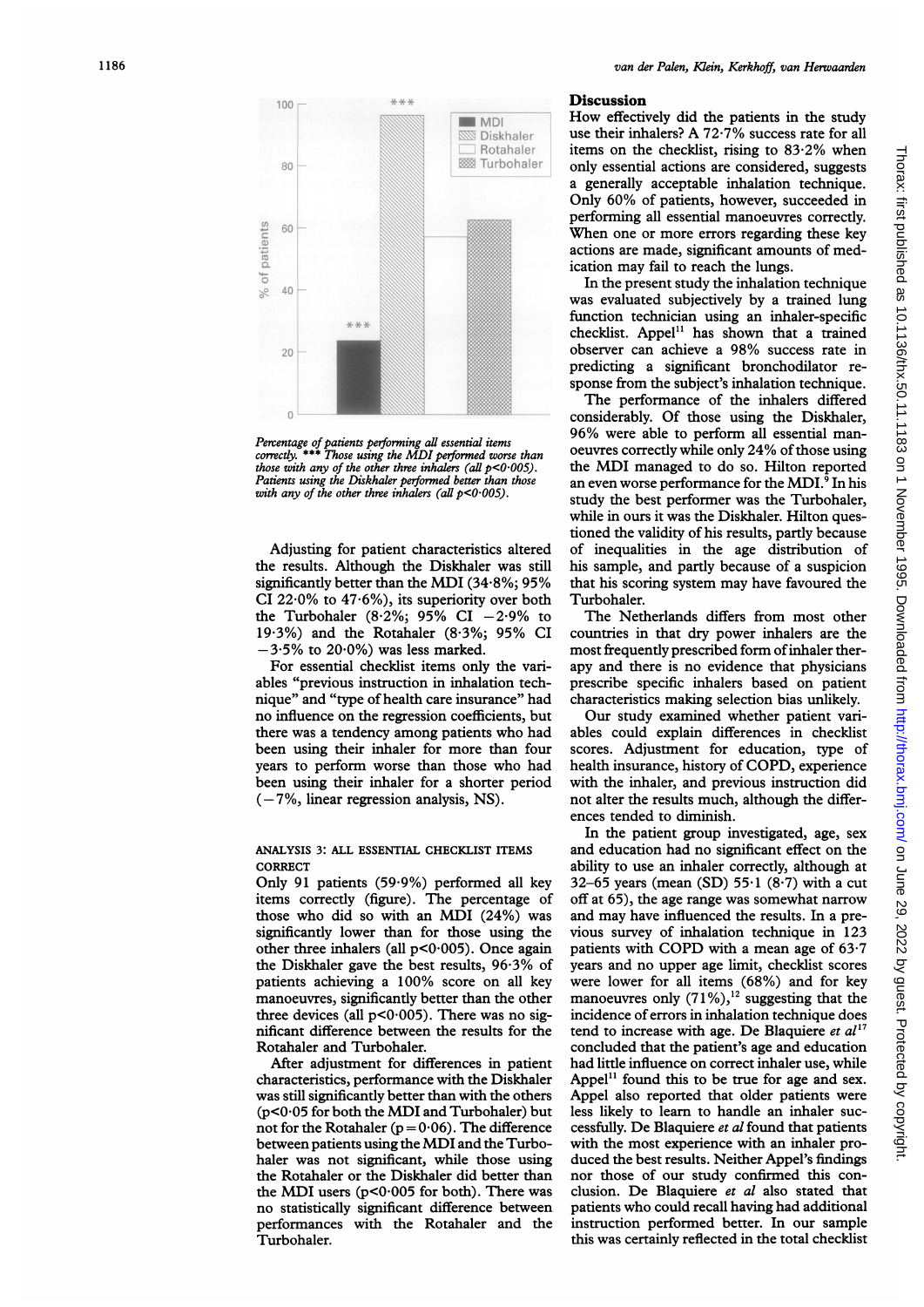Percentage of patients performing all essential items correctly. *** Those using the MDI performed worse than those with any of the other three inhalers (all p<0·005). Patients using the Diskhaler performed better than those with any of the other three inhalers (all p<0·005).

Adjusting for patient characteristics altered the results. Although the Diskhaler was still significantly better than the MDI (34·8%; 95% CI 22·0% to 47·6%), its superiority over both the Turbohaler (8·2%; 95% CI −2·9% to 19·3%) and the Rotahaler (8·3%; 95% CI −3·5% to 20·0%) was less marked.

For essential checklist items only the variables "previous instruction in inhalation technique" and "type of health care insurance" had no influence on the regression coefficients, but there was a tendency among patients who had been using their inhaler for more than four years to perform worse than those who had been using their inhaler for a shorter period (−7%, linear regression analysis, NS).

### ANALYSIS 3: ALL ESSENTIAL CHECKLIST ITEMS CORRECT

Only 91 patients (59·9%) performed all key items correctly (figure). The percentage of those who did so with an MDI (24%) was significantly lower than for those using the other three inhalers (all p<0·005). Once again the Diskhaler gave the best results, 96·3% of patients achieving a 100% score on all key manoeuvres, significantly better than the other three devices (all p<0·005). There was no significant difference between the results for the Rotahaler and Turbohaler.

After adjustment for differences in patient characteristics, performance with the Diskhaler was still significantly better than with the others (p<0·05 for both the MDI and Turbohaler) but not for the Rotahaler (p = 0·06). The difference between patients using the MDI and the Turbohaler was not significant, while those using the Rotahaler or the Diskhaler did better than the MDI users (p<0·005 for both). There was no statistically significant difference between performances with the Rotahaler and the Turbohaler.

## Discussion

How effectively did the patients in the study use their inhalers? A 72·7% success rate for all items on the checklist, rising to 83·2% when only essential actions are considered, suggests a generally acceptable inhalation technique. Only 60% of patients, however, succeeded in performing all essential manoeuvres correctly. When one or more errors regarding these key actions are made, significant amounts of medication may fail to reach the lungs.

In the present study the inhalation technique was evaluated subjectively by a trained lung function technician using an inhaler-specific checklist. Appel[11] has shown that a trained observer can achieve a 98% success rate in predicting a significant bronchodilator response from the subject's inhalation technique.

The performance of the inhalers differed considerably. Of those using the Diskhaler, 96% were able to perform all essential manoeuvres correctly while only 24% of those using the MDI managed to do so. Hilton reported an even worse performance for the MDI.[9] In his study the best performer was the Turbohaler, while in ours it was the Diskhaler. Hilton questioned the validity of his results, partly because of inequalities in the age distribution of his sample, and partly because of a suspicion that his scoring system may have favoured the Turbohaler.

The Netherlands differs from most other countries in that dry power inhalers are the most frequently prescribed form of inhaler therapy and there is no evidence that physicians prescribe specific inhalers based on patient characteristics making selection bias unlikely.

Our study examined whether patient variables could explain differences in checklist scores. Adjustment for education, type of health insurance, history of COPD, experience with the inhaler, and previous instruction did not alter the results much, although the differences tended to diminish.

In the patient group investigated, age, sex and education had no significant effect on the ability to use an inhaler correctly, although at 32–65 years (mean (SD) 55·1 (8·7) with a cut off at 65), the age range was somewhat narrow and may have influenced the results. In a previous survey of inhalation technique in 123 patients with COPD with a mean age of 63·7 years and no upper age limit, checklist scores were lower for all items (68%) and for key manoeuvres only (71%),[12] suggesting that the incidence of errors in inhalation technique does tend to increase with age. De Blaquiere *et al*[17] concluded that the patient's age and education had little influence on correct inhaler use, while Appel[11] found this to be true for age and sex. Appel also reported that older patients were less likely to learn to handle an inhaler successfully. De Blaquiere *et al* found that patients with the most experience with an inhaler produced the best results. Neither Appel's findings nor those of our study confirmed this conclusion. De Blaquiere *et al* also stated that patients who could recall having had additional instruction performed better. In our sample this was certainly reflected in the total checklist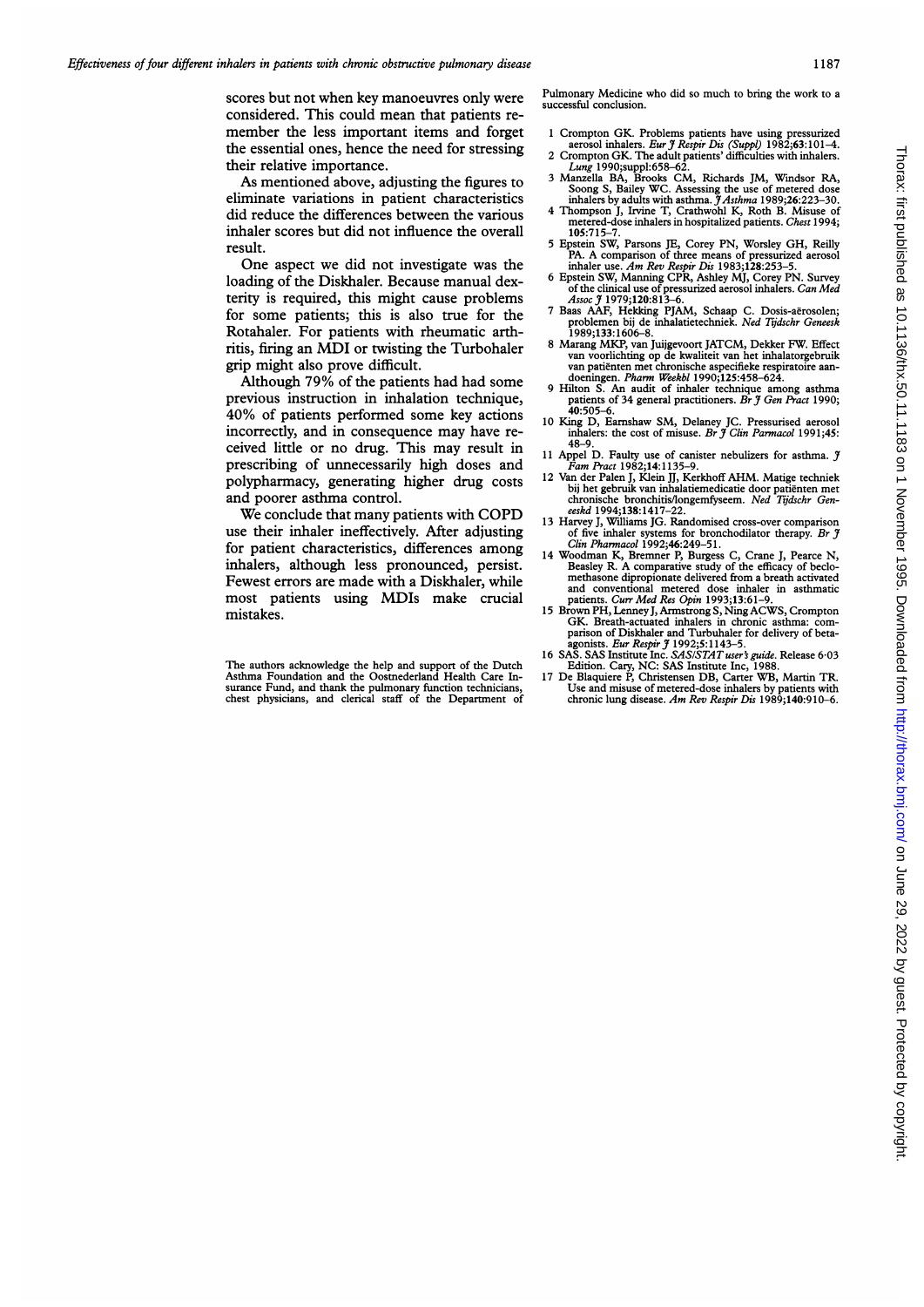scores but not when key manoeuvres only were considered. This could mean that patients remember the less important items and forget the essential ones, hence the need for stressing their relative importance.

As mentioned above, adjusting the figures to eliminate variations in patient characteristics did reduce the differences between the various inhaler scores but did not influence the overall result.

One aspect we did not investigate was the loading of the Diskhaler. Because manual dexterity is required, this might cause problems for some patients; this is also true for the Rotahaler. For patients with rheumatic arthritis, firing an MDI or twisting the Turbohaler grip might also prove difficult.

Although 79% of the patients had had some previous instruction in inhalation technique, 40% of patients performed some key actions incorrectly, and in consequence may have received little or no drug. This may result in prescribing of unnecessarily high doses and polypharmacy, generating higher drug costs and poorer asthma control.

We conclude that many patients with COPD use their inhaler ineffectively. After adjusting for patient characteristics, differences among inhalers, although less pronounced, persist. Fewest errors are made with a Diskhaler, while most patients using MDIs make crucial mistakes.

The authors acknowledge the help and support of the Dutch Asthma Foundation and the Oostnederland Health Care Insurance Fund, and thank the pulmonary function technicians, chest physicians, and clerical staff of the Department of Pulmonary Medicine who did so much to bring the work to a successful conclusion.

1. Crompton GK. Problems patients have using pressurized aerosol inhalers. *Eur J Respir Dis (Suppl)* 1982;**63**:101–4.
2. Crompton GK. The adult patients' difficulties with inhalers. *Lung* 1990;suppl:658–62.
3. Manzella BA, Brooks CM, Richards JM, Windsor RA, Soong S, Bailey WC. Assessing the use of metered dose inhalers by adults with asthma. *J Asthma* 1989;**26**:223–30.
4. Thompson J, Irvine T, Crathwohl K, Roth B. Misuse of metered-dose inhalers in hospitalized patients. *Chest* 1994; **105**:715–7.
5. Epstein SW, Parsons JE, Corey PN, Worsley GH, Reilly PA. A comparison of three means of pressurized aerosol inhaler use. *Am Rev Respir Dis* 1983;**128**:253–5.
6. Epstein SW, Manning CPR, Ashley MJ, Corey PN. Survey of the clinical use of pressurized aerosol inhalers. *Can Med Assoc J* 1979;**120**:813–6.
7. Baas AAF, Hekking PJAM, Schaap C. Dosis-aërosolen; problemen bij de inhalatietechniek. *Ned Tijdschr Geneesk* 1989;**133**:1606–8.
8. Marang MKP, van Juijgevoort JATCM, Dekker FW. Effect van voorlichting op de kwaliteit van het inhalatorgebruik van patiënten met chronische aspecifieke respiratoire aandoeningen. *Pharm Weekbl* 1990;**125**:458–624.
9. Hilton S. An audit of inhaler technique among asthma patients of 34 general practitioners. *Br J Gen Pract* 1990; **40**:505–6.
10. King D, Earnshaw SM, Delaney JC. Pressurised aerosol inhalers: the cost of misuse. *Br J Clin Parmacol* 1991;**45**: 48–9.
11. Appel D. Faulty use of canister nebulizers for asthma. *J Fam Pract* 1982;**14**:1135–9.
12. Van der Palen J, Klein JJ, Kerkhoff AHM. Matige techniek bij het gebruik van inhalatiemedicatie door patiënten met chronische bronchitis/longemfyseem. *Ned Tijdschr Geneeskd* 1994;**138**:1417–22.
13. Harvey J, Williams JG. Randomised cross-over comparison of five inhaler systems for bronchodilator therapy. *Br J Clin Pharmacol* 1992;**46**:249–51.
14. Woodman K, Bremner P, Burgess C, Crane J, Pearce N, Beasley R. A comparative study of the efficacy of beclomethasone dipropionate delivered from a breath activated and conventional metered dose inhaler in asthmatic patients. *Curr Med Res Opin* 1993;**13**:61–9.
15. Brown PH, Lenney J, Armstrong S, Ning ACWS, Crompton GK. Breath-actuated inhalers in chronic asthma: comparison of Diskhaler and Turbuhaler for delivery of beta-agonists. *Eur Respir J* 1992;**5**:1143–5.
16. SAS. SAS Institute Inc. *SAS/STAT user's guide*. Release 6·03 Edition. Cary, NC: SAS Institute Inc, 1988.
17. De Blaquiere P, Christensen DB, Carter WB, Martin TR. Use and misuse of metered-dose inhalers by patients with chronic lung disease. *Am Rev Respir Dis* 1989;**140**:910–6.